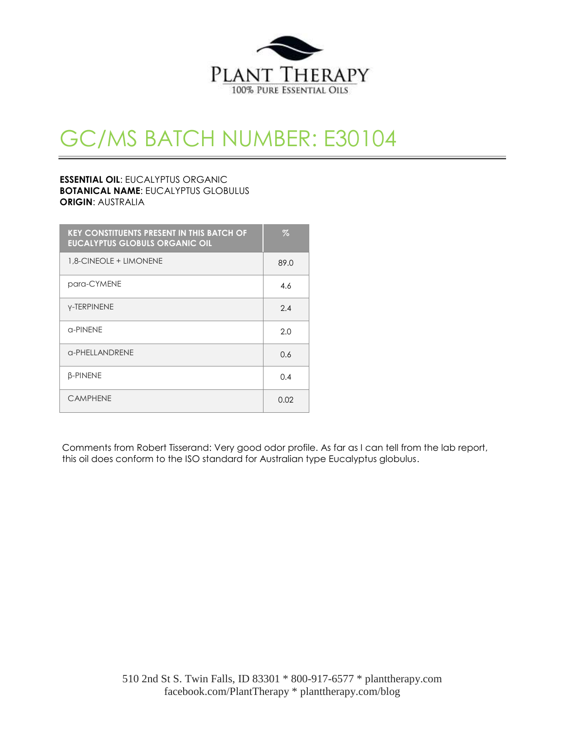PLANT THERAPY
100% PURE ESSENTIAL OILS

# GC/MS BATCH NUMBER: E30104

**ESSENTIAL OIL**: EUCALYPTUS ORGANIC
**BOTANICAL NAME**: EUCALYPTUS GLOBULUS
**ORIGIN**: AUSTRALIA

| KEY CONSTITUENTS PRESENT IN THIS BATCH OF EUCALYPTUS GLOBULS ORGANIC OIL | % |
|---|---|
| 1,8-CINEOLE + LIMONENE | 89.0 |
| para-CYMENE | 4.6 |
| γ-TERPINENE | 2.4 |
| α-PINENE | 2.0 |
| α-PHELLANDRENE | 0.6 |
| β-PINENE | 0.4 |
| CAMPHENE | 0.02 |

Comments from Robert Tisserand: Very good odor profile. As far as I can tell from the lab report, this oil does conform to the ISO standard for Australian type Eucalyptus globulus.

510 2nd St S. Twin Falls, ID 83301 * 800-917-6577 * planttherapy.com
facebook.com/PlantTherapy * planttherapy.com/blog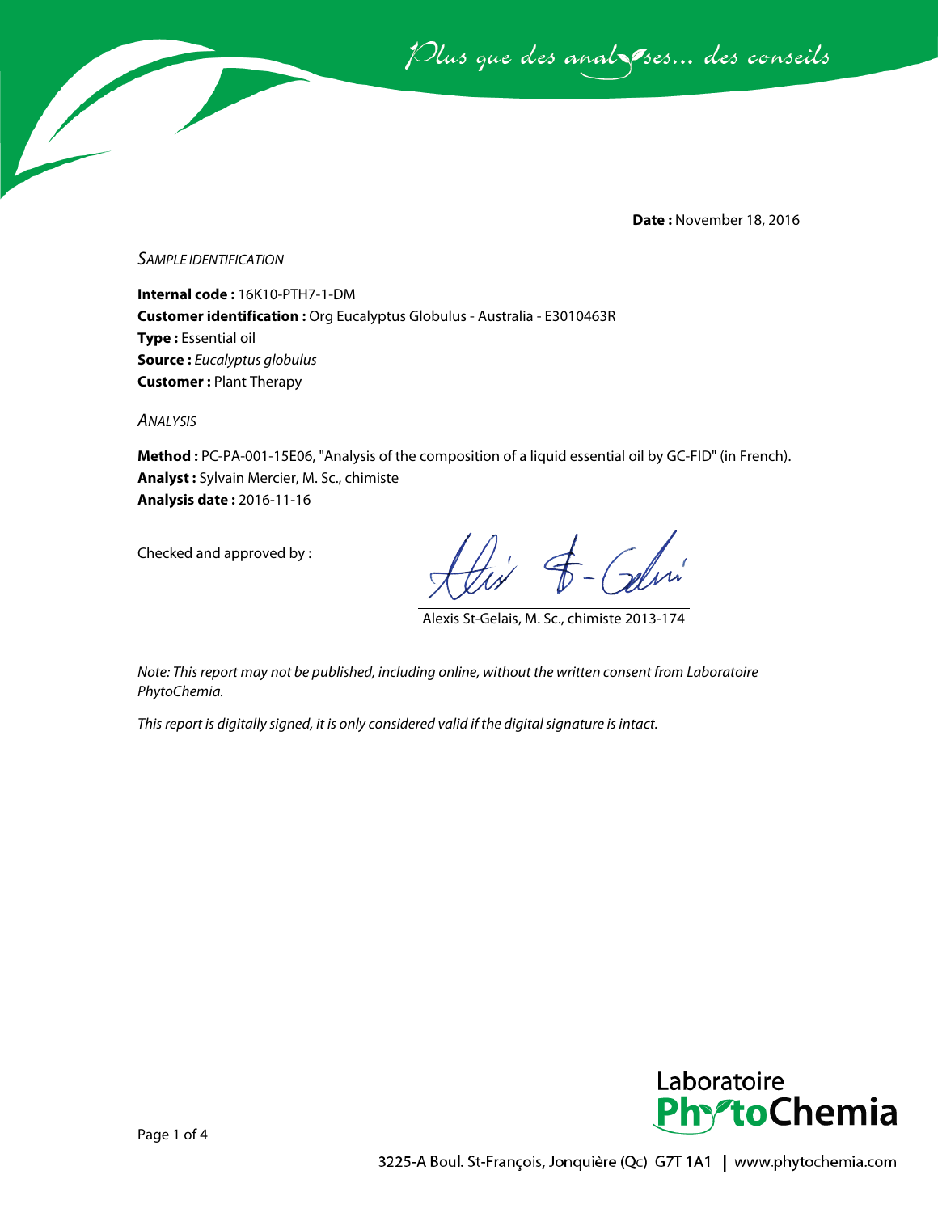**Date :** November 18, 2016

*SAMPLE IDENTIFICATION*

**Internal code :** 16K10-PTH7-1-DM
**Customer identification :** Org Eucalyptus Globulus - Australia - E3010463R
**Type :** Essential oil
**Source :** *Eucalyptus globulus*
**Customer :** Plant Therapy

*ANALYSIS*

**Method :** PC-PA-001-15E06, "Analysis of the composition of a liquid essential oil by GC-FID" (in French).
**Analyst :** Sylvain Mercier, M. Sc., chimiste
**Analysis date :** 2016-11-16

Checked and approved by :

Alexis St-Gelais, M. Sc., chimiste 2013-174

*Note: This report may not be published, including online, without the written consent from Laboratoire PhytoChemia.*

*This report is digitally signed, it is only considered valid if the digital signature is intact.*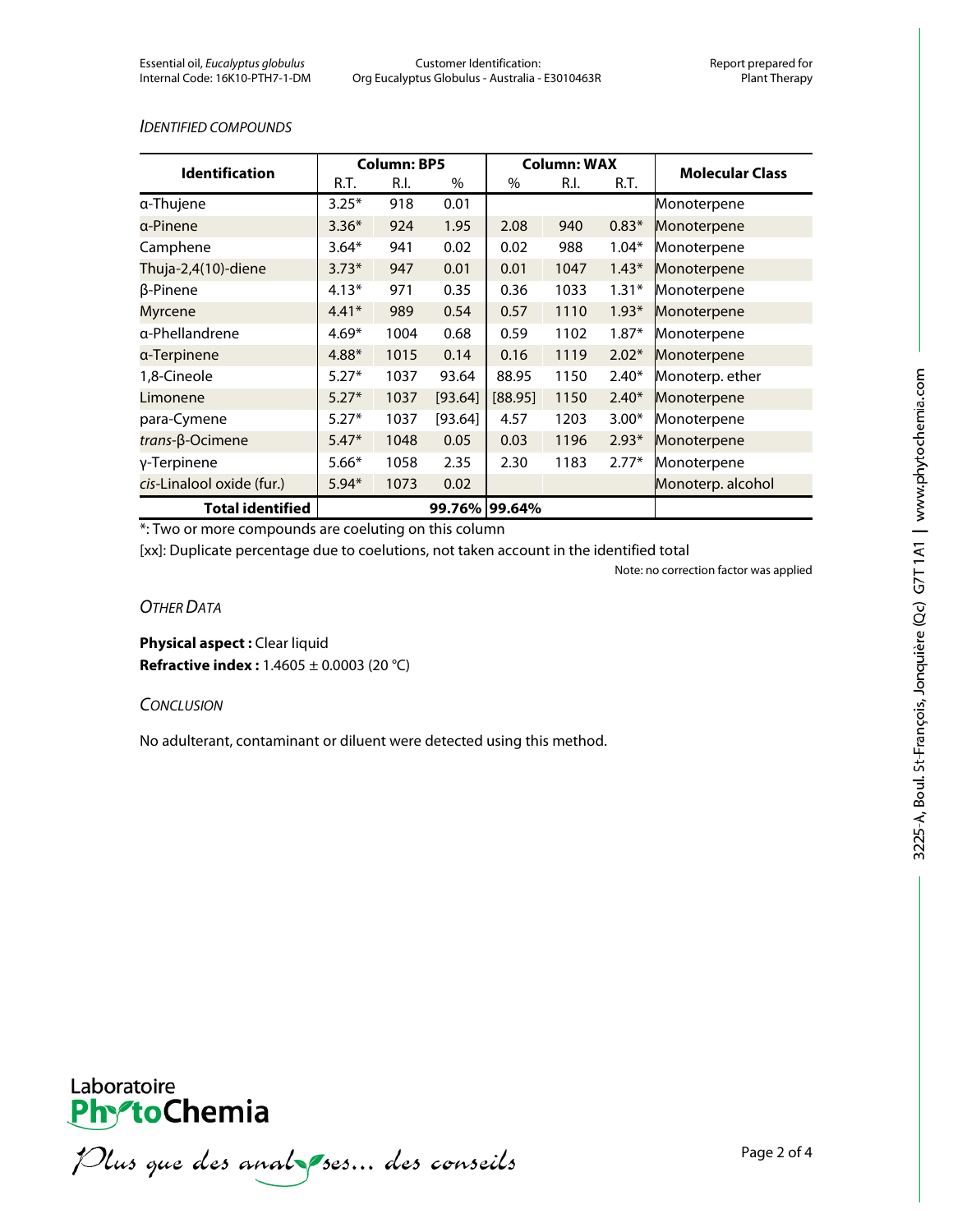*IDENTIFIED COMPOUNDS*

| Identification | Column: BP5 | | | Column: WAX | | | Molecular Class |
|---|---|---|---|---|---|---|---|
| | R.T. | R.I. | % | % | R.I. | R.T. | |
| α-Thujene | 3.25* | 918 | 0.01 | | | | Monoterpene |
| α-Pinene | 3.36* | 924 | 1.95 | 2.08 | 940 | 0.83* | Monoterpene |
| Camphene | 3.64* | 941 | 0.02 | 0.02 | 988 | 1.04* | Monoterpene |
| Thuja-2,4(10)-diene | 3.73* | 947 | 0.01 | 0.01 | 1047 | 1.43* | Monoterpene |
| β-Pinene | 4.13* | 971 | 0.35 | 0.36 | 1033 | 1.31* | Monoterpene |
| Myrcene | 4.41* | 989 | 0.54 | 0.57 | 1110 | 1.93* | Monoterpene |
| α-Phellandrene | 4.69* | 1004 | 0.68 | 0.59 | 1102 | 1.87* | Monoterpene |
| α-Terpinene | 4.88* | 1015 | 0.14 | 0.16 | 1119 | 2.02* | Monoterpene |
| 1,8-Cineole | 5.27* | 1037 | 93.64 | 88.95 | 1150 | 2.40* | Monoterp. ether |
| Limonene | 5.27* | 1037 | [93.64] | [88.95] | 1150 | 2.40* | Monoterpene |
| para-Cymene | 5.27* | 1037 | [93.64] | 4.57 | 1203 | 3.00* | Monoterpene |
| *trans*-β-Ocimene | 5.47* | 1048 | 0.05 | 0.03 | 1196 | 2.93* | Monoterpene |
| γ-Terpinene | 5.66* | 1058 | 2.35 | 2.30 | 1183 | 2.77* | Monoterpene |
| *cis*-Linalool oxide (fur.) | 5.94* | 1073 | 0.02 | | | | Monoterp. alcohol |
| **Total identified** | | | **99.76%** | **99.64%** | | | |

*: Two or more compounds are coeluting on this column

[xx]: Duplicate percentage due to coelutions, not taken account in the identified total

Note: no correction factor was applied

*OTHER DATA*

**Physical aspect :** Clear liquid
**Refractive index :** 1.4605 ± 0.0003 (20 °C)

*CONCLUSION*

No adulterant, contaminant or diluent were detected using this method.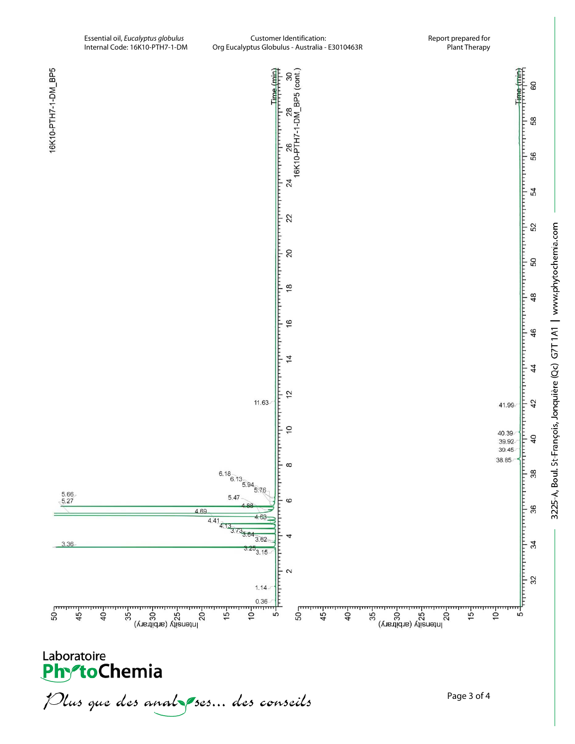Essential oil, *Eucalyptus globulus*
Internal Code: 16K10-PTH7-1-DM

Customer Identification:
Org Eucalyptus Globulus - Australia - E3010463R

Report prepared for
Plant Therapy

16K10-PTH7-1-DM_BP5

Time (min)

0.36, 1.14, 3.15, 3.25, 3.36, 3.62, 3.64, 3.73, 4.13, 4.41, 4.63, 4.69, 4.88, 5.27, 5.47, 5.66, 5.76, 5.94, 6.13, 6.18, 11.63

Intensity (arbitrary)

16K10-PTH7-1-DM_BP5 (cont.)

Time (min)

38.85, 39.45, 39.92, 40.39, 41.99

Intensity (arbitrary)

Laboratoire
PhytoChemia

*Plus que des analyses... des conseils*

3225-A, Boul. St-François, Jonquière (Qc) G7T 1A1 | www.phytochemia.com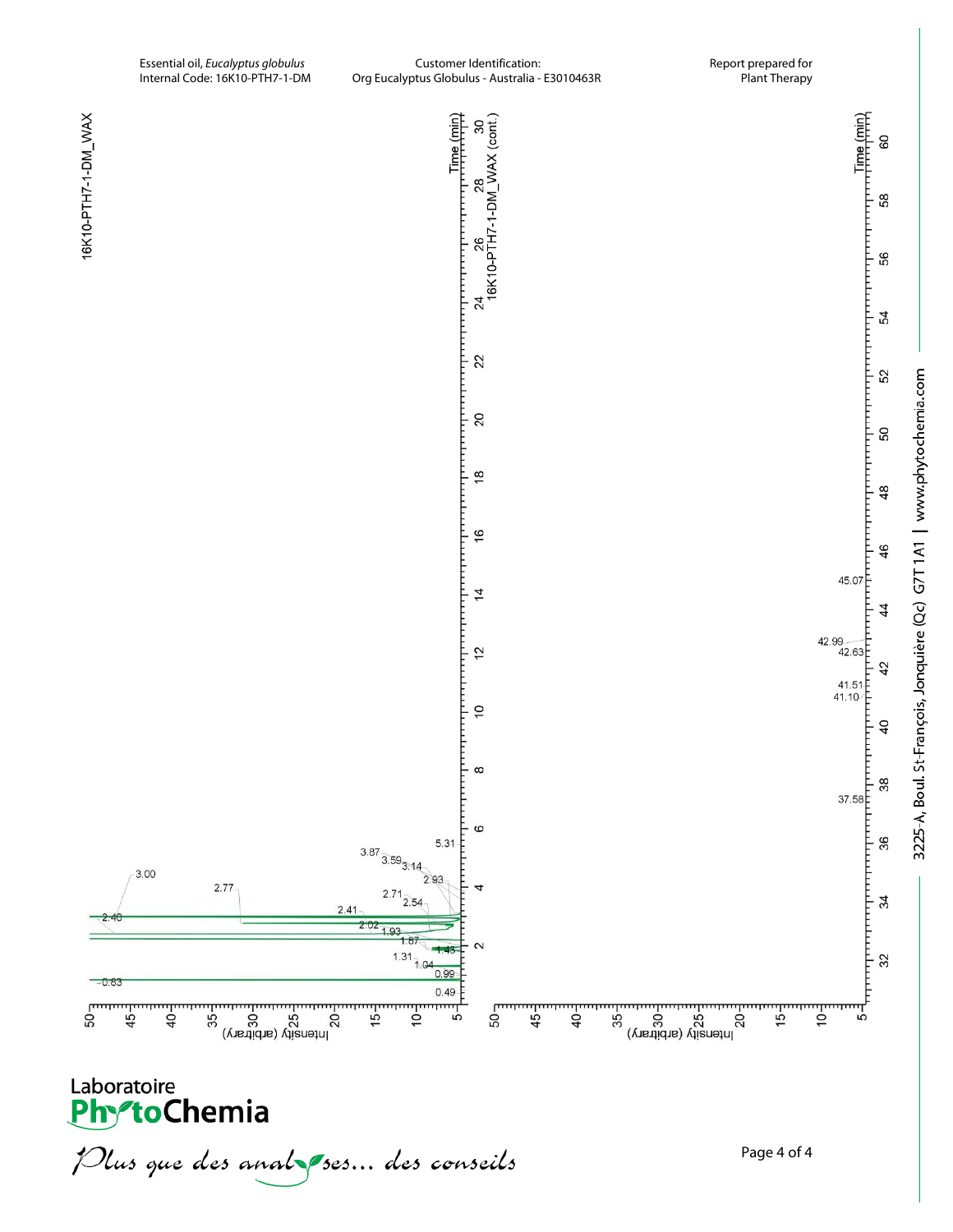Essential oil, *Eucalyptus globulus*
Internal Code: 16K10-PTH7-1-DM

Customer Identification:
Org Eucalyptus Globulus - Australia - E3010463R

Report prepared for
Plant Therapy

16K10-PTH7-1-DM_WAX

Time (min)
30 28 26 24 22 20 18 16 14 12 10 8 6 4 2

5.31
3.87
3.59
3.14
2.93
3.00
2.77
2.71
2.54
2.41
2.40
2.02
1.93
1.87
1.43
1.31
1.04
0.99
0.83
0.49

Intensity (arbitrary)
50 45 40 35 30 25 20 15 10 5

16K10-PTH7-1-DM_WAX (cont.)

Time (min)
60 58 56 54 52 50 48 46 44 42 40 38 36 34 32

45.07
42.99
42.63
41.51
41.10
37.58

Intensity (arbitrary)
50 45 40 35 30 25 20 15 10 5

Laboratoire PhytoChemia

*Plus que des analyses... des conseils*

3225-A, Boul. St-François, Jonquière (Qc) G7T 1A1 | www.phytochemia.com